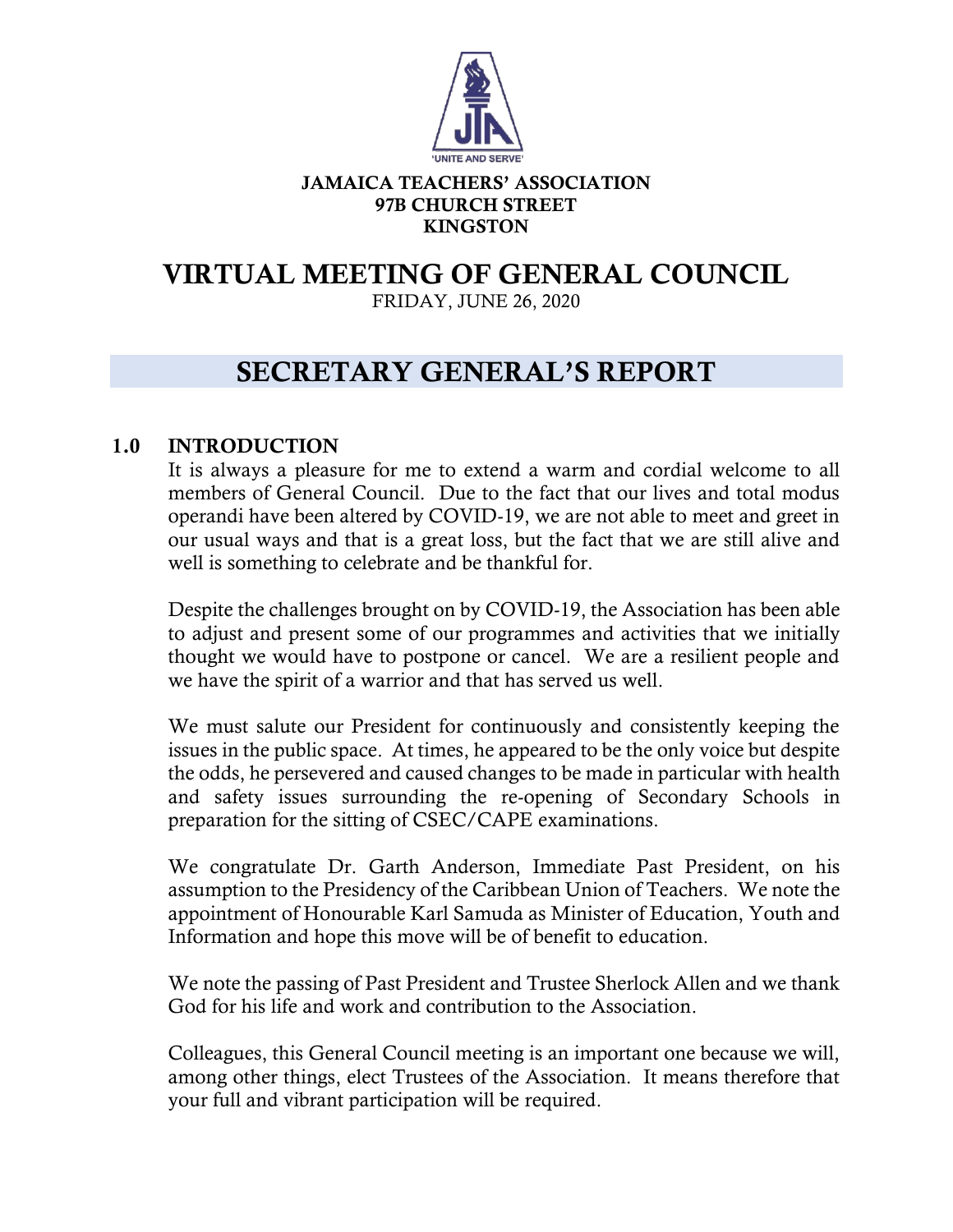'UNITE AND SERVE'

**JAMAICA TEACHERS' ASSOCIATION**
**97B CHURCH STREET**
**KINGSTON**

# VIRTUAL MEETING OF GENERAL COUNCIL

FRIDAY, JUNE 26, 2020

# SECRETARY GENERAL'S REPORT

## 1.0 INTRODUCTION

It is always a pleasure for me to extend a warm and cordial welcome to all members of General Council. Due to the fact that our lives and total modus operandi have been altered by COVID-19, we are not able to meet and greet in our usual ways and that is a great loss, but the fact that we are still alive and well is something to celebrate and be thankful for.

Despite the challenges brought on by COVID-19, the Association has been able to adjust and present some of our programmes and activities that we initially thought we would have to postpone or cancel. We are a resilient people and we have the spirit of a warrior and that has served us well.

We must salute our President for continuously and consistently keeping the issues in the public space. At times, he appeared to be the only voice but despite the odds, he persevered and caused changes to be made in particular with health and safety issues surrounding the re-opening of Secondary Schools in preparation for the sitting of CSEC/CAPE examinations.

We congratulate Dr. Garth Anderson, Immediate Past President, on his assumption to the Presidency of the Caribbean Union of Teachers. We note the appointment of Honourable Karl Samuda as Minister of Education, Youth and Information and hope this move will be of benefit to education.

We note the passing of Past President and Trustee Sherlock Allen and we thank God for his life and work and contribution to the Association.

Colleagues, this General Council meeting is an important one because we will, among other things, elect Trustees of the Association. It means therefore that your full and vibrant participation will be required.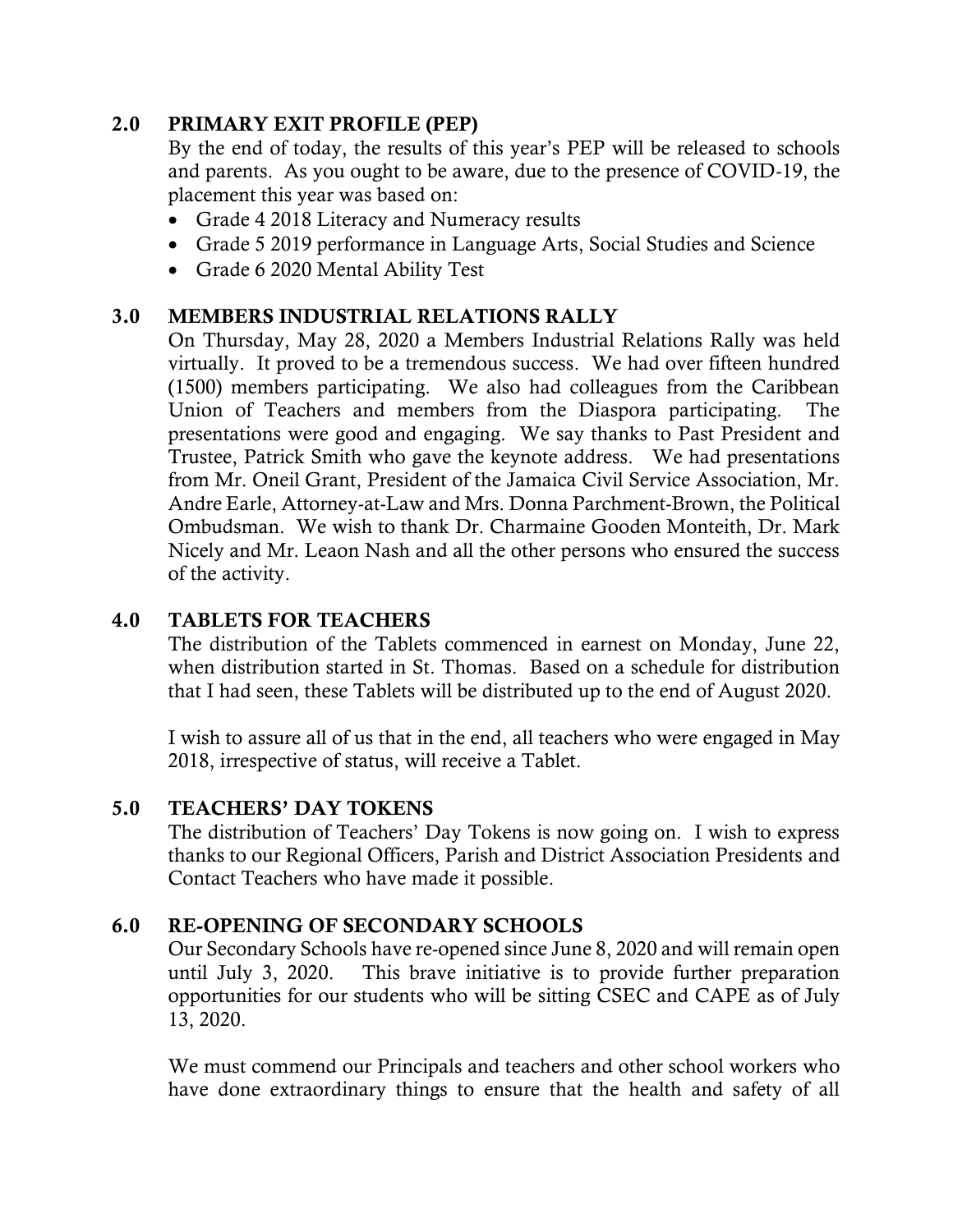## 2.0 PRIMARY EXIT PROFILE (PEP)

By the end of today, the results of this year's PEP will be released to schools and parents. As you ought to be aware, due to the presence of COVID-19, the placement this year was based on:

- Grade 4 2018 Literacy and Numeracy results
- Grade 5 2019 performance in Language Arts, Social Studies and Science
- Grade 6 2020 Mental Ability Test

## 3.0 MEMBERS INDUSTRIAL RELATIONS RALLY

On Thursday, May 28, 2020 a Members Industrial Relations Rally was held virtually. It proved to be a tremendous success. We had over fifteen hundred (1500) members participating. We also had colleagues from the Caribbean Union of Teachers and members from the Diaspora participating. The presentations were good and engaging. We say thanks to Past President and Trustee, Patrick Smith who gave the keynote address. We had presentations from Mr. Oneil Grant, President of the Jamaica Civil Service Association, Mr. Andre Earle, Attorney-at-Law and Mrs. Donna Parchment-Brown, the Political Ombudsman. We wish to thank Dr. Charmaine Gooden Monteith, Dr. Mark Nicely and Mr. Leaon Nash and all the other persons who ensured the success of the activity.

## 4.0 TABLETS FOR TEACHERS

The distribution of the Tablets commenced in earnest on Monday, June 22, when distribution started in St. Thomas. Based on a schedule for distribution that I had seen, these Tablets will be distributed up to the end of August 2020.

I wish to assure all of us that in the end, all teachers who were engaged in May 2018, irrespective of status, will receive a Tablet.

## 5.0 TEACHERS' DAY TOKENS

The distribution of Teachers' Day Tokens is now going on. I wish to express thanks to our Regional Officers, Parish and District Association Presidents and Contact Teachers who have made it possible.

## 6.0 RE-OPENING OF SECONDARY SCHOOLS

Our Secondary Schools have re-opened since June 8, 2020 and will remain open until July 3, 2020. This brave initiative is to provide further preparation opportunities for our students who will be sitting CSEC and CAPE as of July 13, 2020.

We must commend our Principals and teachers and other school workers who have done extraordinary things to ensure that the health and safety of all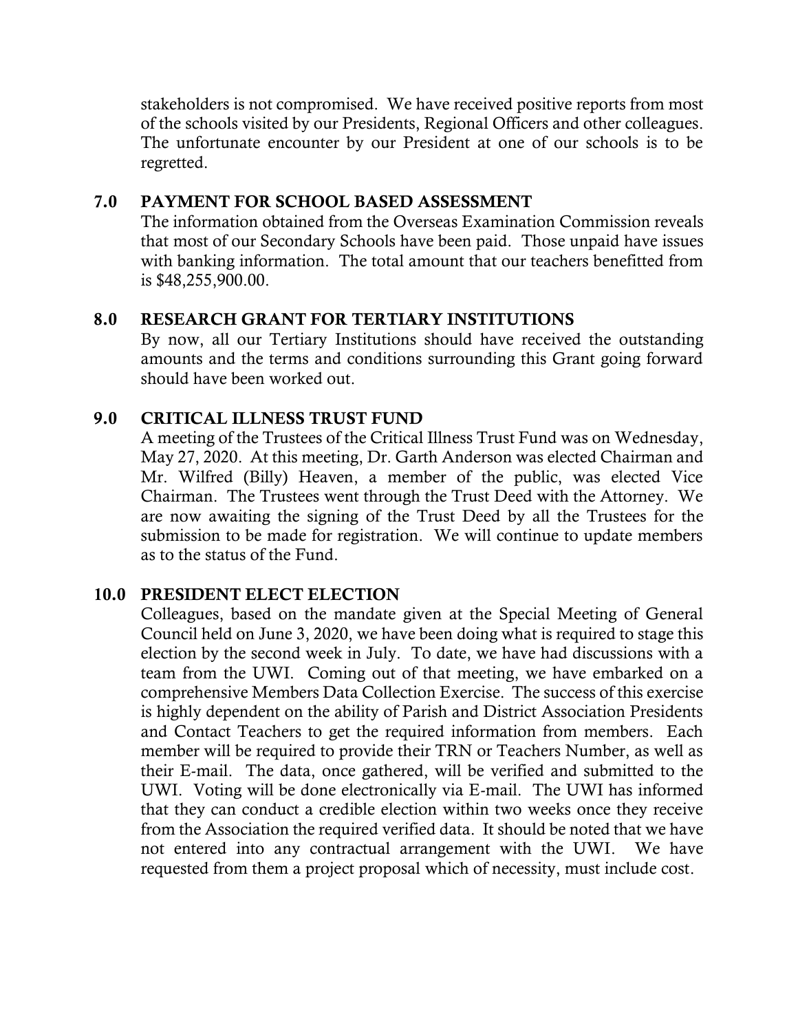stakeholders is not compromised. We have received positive reports from most of the schools visited by our Presidents, Regional Officers and other colleagues. The unfortunate encounter by our President at one of our schools is to be regretted.

## 7.0 PAYMENT FOR SCHOOL BASED ASSESSMENT

The information obtained from the Overseas Examination Commission reveals that most of our Secondary Schools have been paid. Those unpaid have issues with banking information. The total amount that our teachers benefitted from is $48,255,900.00.

## 8.0 RESEARCH GRANT FOR TERTIARY INSTITUTIONS

By now, all our Tertiary Institutions should have received the outstanding amounts and the terms and conditions surrounding this Grant going forward should have been worked out.

## 9.0 CRITICAL ILLNESS TRUST FUND

A meeting of the Trustees of the Critical Illness Trust Fund was on Wednesday, May 27, 2020. At this meeting, Dr. Garth Anderson was elected Chairman and Mr. Wilfred (Billy) Heaven, a member of the public, was elected Vice Chairman. The Trustees went through the Trust Deed with the Attorney. We are now awaiting the signing of the Trust Deed by all the Trustees for the submission to be made for registration. We will continue to update members as to the status of the Fund.

## 10.0 PRESIDENT ELECT ELECTION

Colleagues, based on the mandate given at the Special Meeting of General Council held on June 3, 2020, we have been doing what is required to stage this election by the second week in July. To date, we have had discussions with a team from the UWI. Coming out of that meeting, we have embarked on a comprehensive Members Data Collection Exercise. The success of this exercise is highly dependent on the ability of Parish and District Association Presidents and Contact Teachers to get the required information from members. Each member will be required to provide their TRN or Teachers Number, as well as their E-mail. The data, once gathered, will be verified and submitted to the UWI. Voting will be done electronically via E-mail. The UWI has informed that they can conduct a credible election within two weeks once they receive from the Association the required verified data. It should be noted that we have not entered into any contractual arrangement with the UWI. We have requested from them a project proposal which of necessity, must include cost.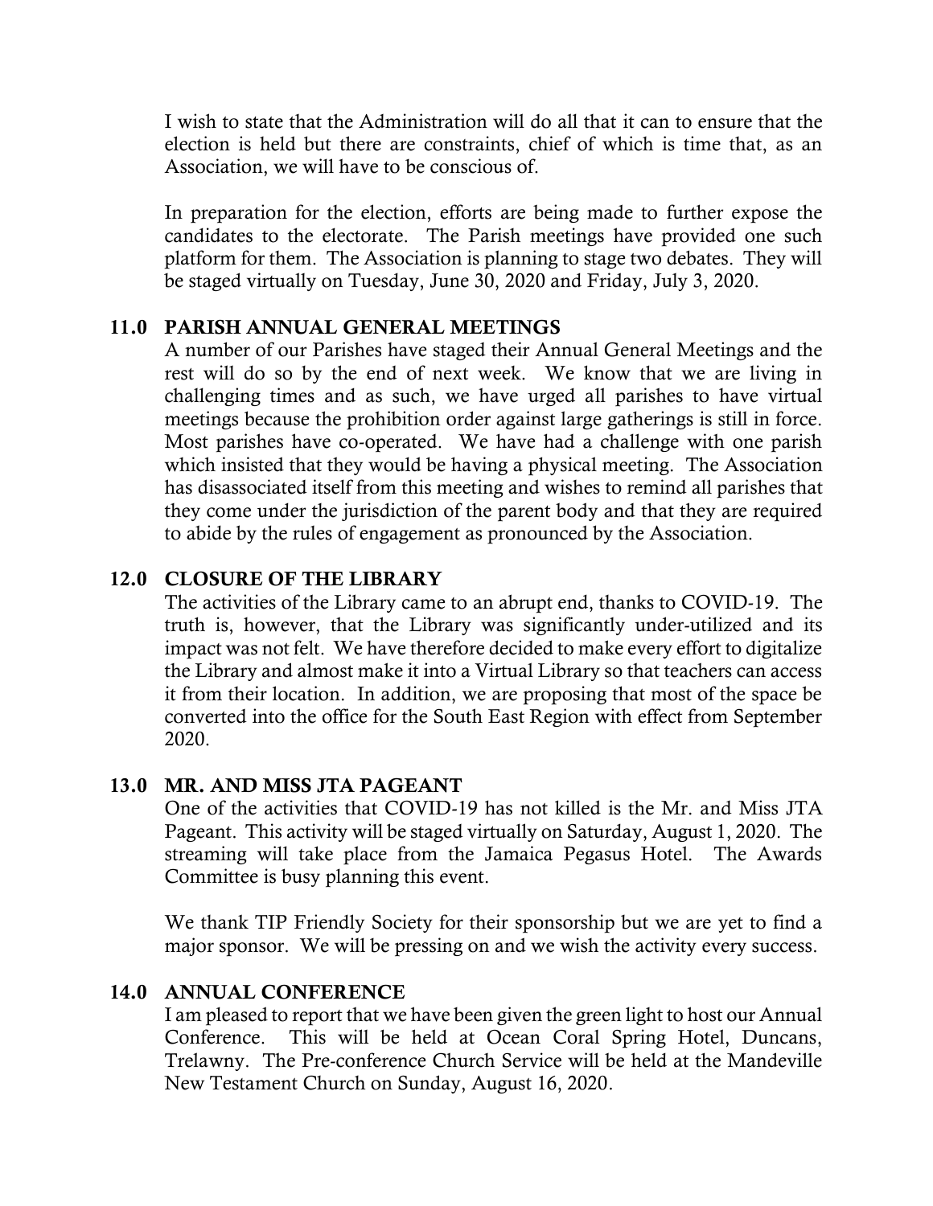I wish to state that the Administration will do all that it can to ensure that the election is held but there are constraints, chief of which is time that, as an Association, we will have to be conscious of.

In preparation for the election, efforts are being made to further expose the candidates to the electorate. The Parish meetings have provided one such platform for them. The Association is planning to stage two debates. They will be staged virtually on Tuesday, June 30, 2020 and Friday, July 3, 2020.

## 11.0 PARISH ANNUAL GENERAL MEETINGS

A number of our Parishes have staged their Annual General Meetings and the rest will do so by the end of next week. We know that we are living in challenging times and as such, we have urged all parishes to have virtual meetings because the prohibition order against large gatherings is still in force. Most parishes have co-operated. We have had a challenge with one parish which insisted that they would be having a physical meeting. The Association has disassociated itself from this meeting and wishes to remind all parishes that they come under the jurisdiction of the parent body and that they are required to abide by the rules of engagement as pronounced by the Association.

## 12.0 CLOSURE OF THE LIBRARY

The activities of the Library came to an abrupt end, thanks to COVID-19. The truth is, however, that the Library was significantly under-utilized and its impact was not felt. We have therefore decided to make every effort to digitalize the Library and almost make it into a Virtual Library so that teachers can access it from their location. In addition, we are proposing that most of the space be converted into the office for the South East Region with effect from September 2020.

## 13.0 MR. AND MISS JTA PAGEANT

One of the activities that COVID-19 has not killed is the Mr. and Miss JTA Pageant. This activity will be staged virtually on Saturday, August 1, 2020. The streaming will take place from the Jamaica Pegasus Hotel. The Awards Committee is busy planning this event.

We thank TIP Friendly Society for their sponsorship but we are yet to find a major sponsor. We will be pressing on and we wish the activity every success.

## 14.0 ANNUAL CONFERENCE

I am pleased to report that we have been given the green light to host our Annual Conference. This will be held at Ocean Coral Spring Hotel, Duncans, Trelawny. The Pre-conference Church Service will be held at the Mandeville New Testament Church on Sunday, August 16, 2020.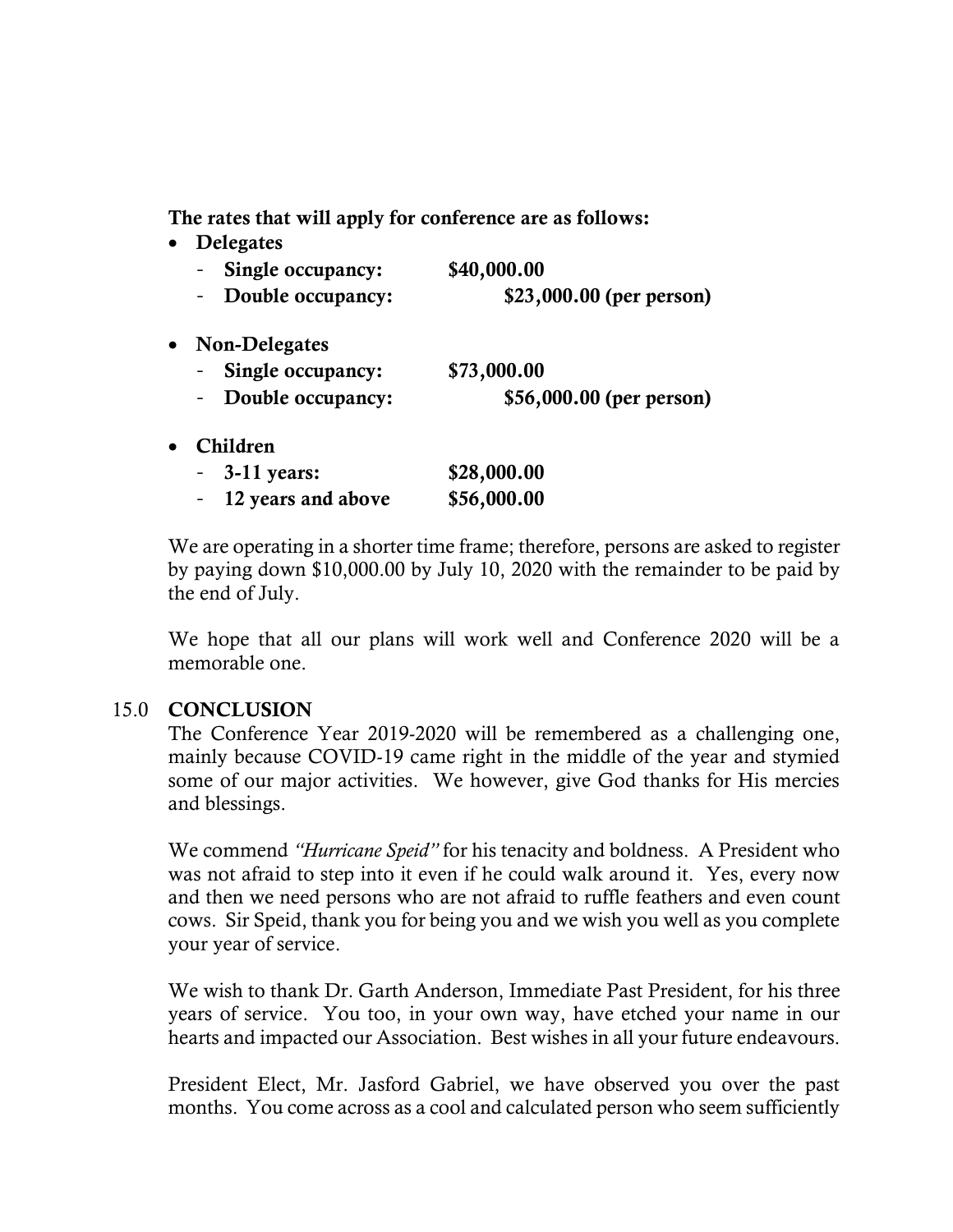**The rates that will apply for conference are as follows:**

- **Delegates**
  - **Single occupancy: $40,000.00**
  - **Double occupancy: $23,000.00 (per person)**

- **Non-Delegates**
  - **Single occupancy: $73,000.00**
  - **Double occupancy: $56,000.00 (per person)**

- **Children**
  - **3-11 years: $28,000.00**
  - **12 years and above $56,000.00**

We are operating in a shorter time frame; therefore, persons are asked to register by paying down $10,000.00 by July 10, 2020 with the remainder to be paid by the end of July.

We hope that all our plans will work well and Conference 2020 will be a memorable one.

## 15.0 CONCLUSION

The Conference Year 2019-2020 will be remembered as a challenging one, mainly because COVID-19 came right in the middle of the year and stymied some of our major activities. We however, give God thanks for His mercies and blessings.

We commend *"Hurricane Speid"* for his tenacity and boldness. A President who was not afraid to step into it even if he could walk around it. Yes, every now and then we need persons who are not afraid to ruffle feathers and even count cows. Sir Speid, thank you for being you and we wish you well as you complete your year of service.

We wish to thank Dr. Garth Anderson, Immediate Past President, for his three years of service. You too, in your own way, have etched your name in our hearts and impacted our Association. Best wishes in all your future endeavours.

President Elect, Mr. Jasford Gabriel, we have observed you over the past months. You come across as a cool and calculated person who seem sufficiently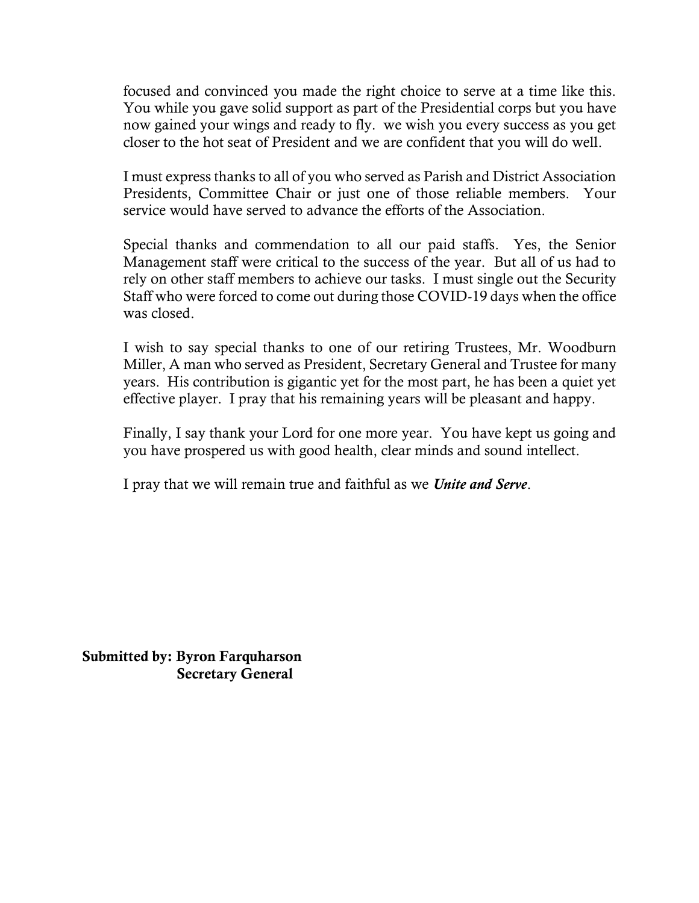focused and convinced you made the right choice to serve at a time like this. You while you gave solid support as part of the Presidential corps but you have now gained your wings and ready to fly. we wish you every success as you get closer to the hot seat of President and we are confident that you will do well.

I must express thanks to all of you who served as Parish and District Association Presidents, Committee Chair or just one of those reliable members. Your service would have served to advance the efforts of the Association.

Special thanks and commendation to all our paid staffs. Yes, the Senior Management staff were critical to the success of the year. But all of us had to rely on other staff members to achieve our tasks. I must single out the Security Staff who were forced to come out during those COVID-19 days when the office was closed.

I wish to say special thanks to one of our retiring Trustees, Mr. Woodburn Miller, A man who served as President, Secretary General and Trustee for many years. His contribution is gigantic yet for the most part, he has been a quiet yet effective player. I pray that his remaining years will be pleasant and happy.

Finally, I say thank your Lord for one more year. You have kept us going and you have prospered us with good health, clear minds and sound intellect.

I pray that we will remain true and faithful as we ***Unite and Serve***.

**Submitted by: Byron Farquharson**
**Secretary General**